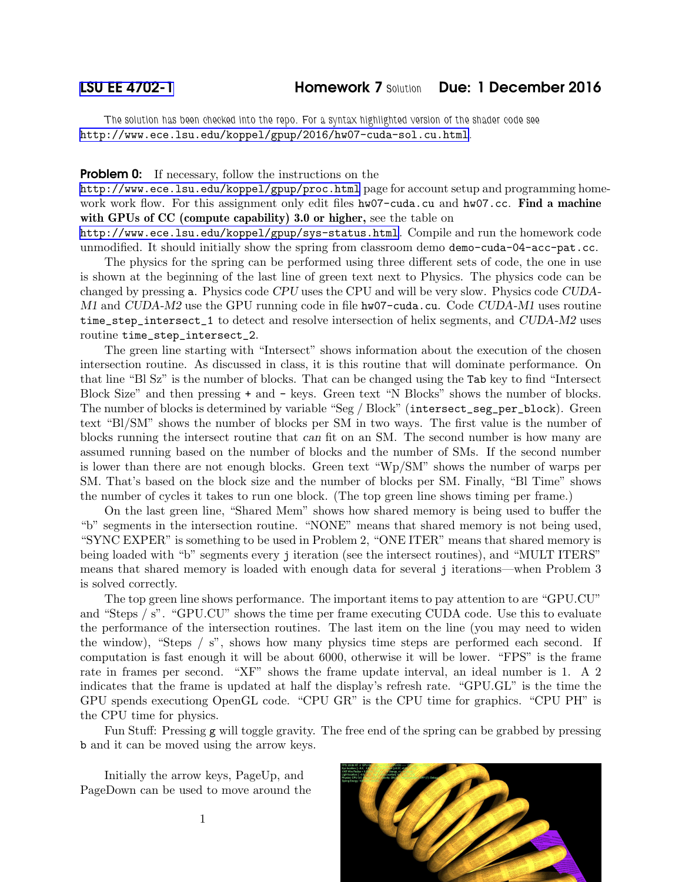# LSU EE 4702-1 Homework 7 Solution Due: 1 December 2016

The solution has been checked into the repo. For a syntax highlighted version of the shader code see http://www.ece.lsu.edu/koppel/gpup/2016/hw07-cuda-sol.cu.html.

**Problem 0:** If necessary, follow the instructions on the http://www.ece.lsu.edu/koppel/gpup/proc.html page for account setup and programming homework work flow. For this assignment only edit files `hw07-cuda.cu` and `hw07.cc`. **Find a machine with GPUs of CC (compute capability) 3.0 or higher,** see the table on http://www.ece.lsu.edu/koppel/gpup/sys-status.html. Compile and run the homework code unmodified. It should initially show the spring from classroom demo `demo-cuda-04-acc-pat.cc`.

The physics for the spring can be performed using three different sets of code, the one in use is shown at the beginning of the last line of green text next to Physics. The physics code can be changed by pressing `a`. Physics code *CPU* uses the CPU and will be very slow. Physics code *CUDA-M1* and *CUDA-M2* use the GPU running code in file `hw07-cuda.cu`. Code *CUDA-M1* uses routine `time_step_intersect_1` to detect and resolve intersection of helix segments, and *CUDA-M2* uses routine `time_step_intersect_2`.

The green line starting with "Intersect" shows information about the execution of the chosen intersection routine. As discussed in class, it is this routine that will dominate performance. On that line "Bl Sz" is the number of blocks. That can be changed using the `Tab` key to find "Intersect Block Size" and then pressing `+` and `-` keys. Green text "N Blocks" shows the number of blocks. The number of blocks is determined by variable "Seg / Block" (`intersect_seg_per_block`). Green text "Bl/SM" shows the number of blocks per SM in two ways. The first value is the number of blocks running the intersect routine that *can* fit on an SM. The second number is how many are assumed running based on the number of blocks and the number of SMs. If the second number is lower than there are not enough blocks. Green text "Wp/SM" shows the number of warps per SM. That's based on the block size and the number of blocks per SM. Finally, "Bl Time" shows the number of cycles it takes to run one block. (The top green line shows timing per frame.)

On the last green line, "Shared Mem" shows how shared memory is being used to buffer the "b" segments in the intersection routine. "NONE" means that shared memory is not being used, "SYNC EXPER" is something to be used in Problem 2, "ONE ITER" means that shared memory is being loaded with "b" segments every `j` iteration (see the intersect routines), and "MULT ITERS" means that shared memory is loaded with enough data for several `j` iterations—when Problem 3 is solved correctly.

The top green line shows performance. The important items to pay attention to are "GPU.CU" and "Steps / s". "GPU.CU" shows the time per frame executing CUDA code. Use this to evaluate the performance of the intersection routines. The last item on the line (you may need to widen the window), "Steps / s", shows how many physics time steps are performed each second. If computation is fast enough it will be about 6000, otherwise it will be lower. "FPS" is the frame rate in frames per second. "XF" shows the frame update interval, an ideal number is 1. A 2 indicates that the frame is updated at half the display's refresh rate. "GPU.GL" is the time the GPU spends executiong OpenGL code. "CPU GR" is the CPU time for graphics. "CPU PH" is the CPU time for physics.

Fun Stuff: Pressing `g` will toggle gravity. The free end of the spring can be grabbed by pressing `b` and it can be moved using the arrow keys.

Initially the arrow keys, PageUp, and PageDown can be used to move around the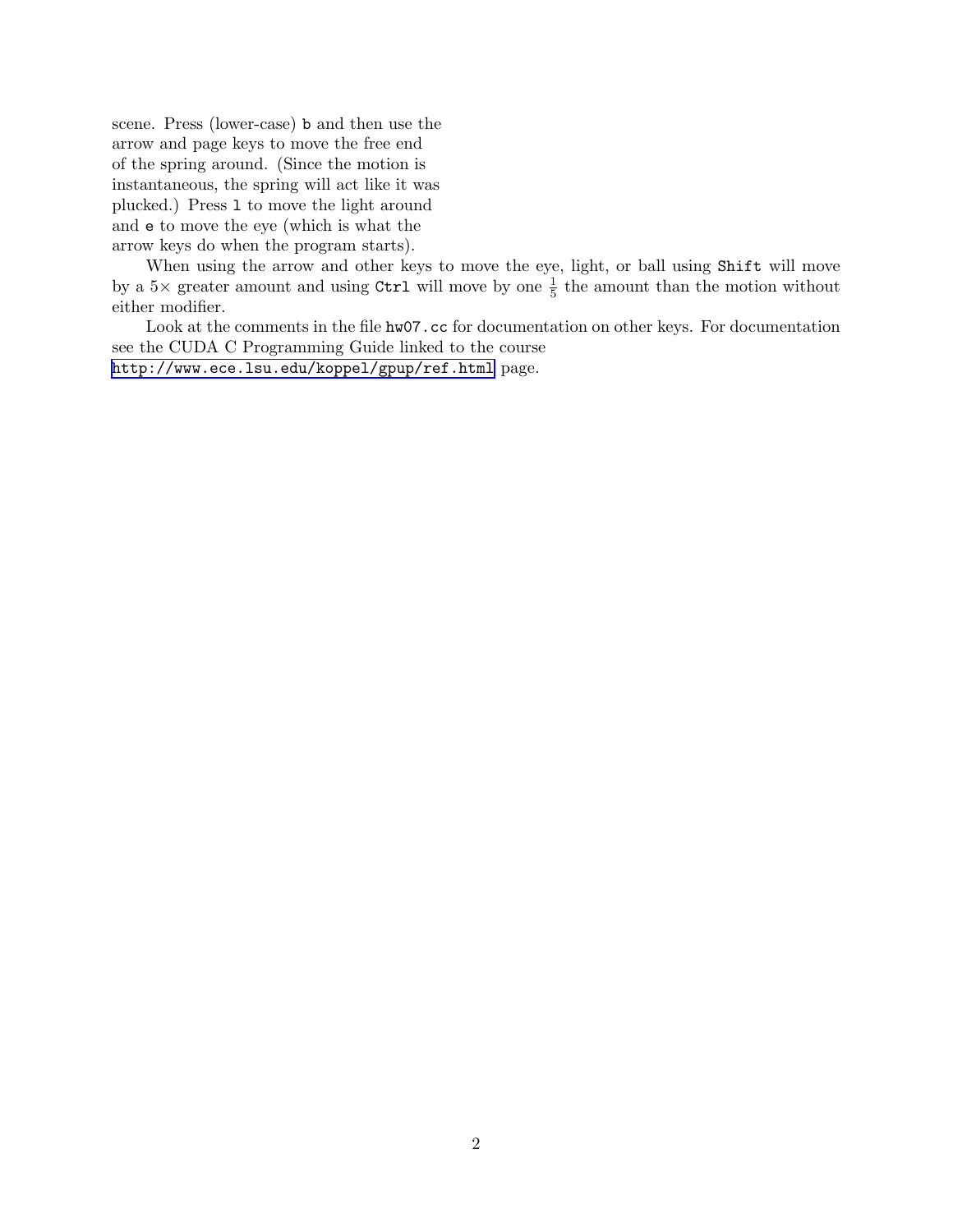scene. Press (lower-case) `b` and then use the arrow and page keys to move the free end of the spring around. (Since the motion is instantaneous, the spring will act like it was plucked.) Press `l` to move the light around and `e` to move the eye (which is what the arrow keys do when the program starts).

When using the arrow and other keys to move the eye, light, or ball using `Shift` will move by a $5\times$ greater amount and using `Ctrl` will move by one $\frac{1}{5}$ the amount than the motion without either modifier.

Look at the comments in the file `hw07.cc` for documentation on other keys. For documentation see the CUDA C Programming Guide linked to the course http://www.ece.lsu.edu/koppel/gpup/ref.html page.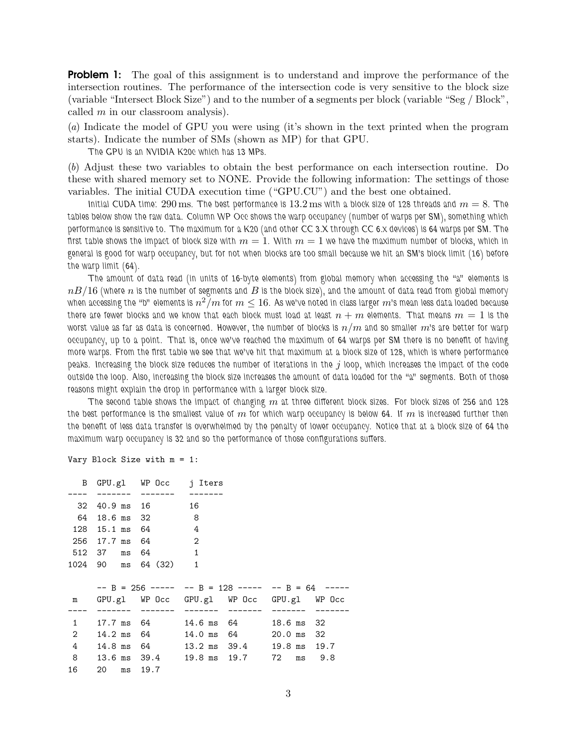**Problem 1:** The goal of this assignment is to understand and improve the performance of the intersection routines. The performance of the intersection code is very sensitive to the block size (variable "Intersect Block Size") and to the number of `a` segments per block (variable "Seg / Block", called $m$ in our classroom analysis).

($a$) Indicate the model of GPU you were using (it's shown in the text printed when the program starts). Indicate the number of SMs (shown as MP) for that GPU.

The GPU is an NVIDIA K20c which has 13 MPs.

($b$) Adjust these two variables to obtain the best performance on each intersection routine. Do these with shared memory set to NONE. Provide the following information: The settings of those variables. The initial CUDA execution time ("GPU.CU") and the best one obtained.

Initial CUDA time: 290 ms. The best performance is 13.2 ms with a block size of 128 threads and $m = 8$. The tables below show the raw data. Column WP Occ shows the warp occupancy (number of warps per SM), something which performance is sensitive to. The maximum for a K20 (and other CC 3.X through CC 6.X devices) is 64 warps per SM. The first table shows the impact of block size with $m = 1$. With $m = 1$ we have the maximum number of blocks, which in general is good for warp occupancy, but for not when blocks are too small because we hit an SM's block limit (16) before the warp limit (64).

The amount of data read (in units of 16-byte elements) from global memory when accessing the "a" elements is $nB/16$ (where $n$ is the number of segments and $B$ is the block size), and the amount of data read from global memory when accessing the "b" elements is $n^2/m$ for $m \leq 16$. As we've noted in class larger $m$'s mean less data loaded because there are fewer blocks and we know that each block must load at least $n + m$ elements. That means $m = 1$ is the worst value as far as data is concerned. However, the number of blocks is $n/m$ and so smaller $m$'s are better for warp occupancy, up to a point. That is, once we've reached the maximum of 64 warps per SM there is no benefit of having more warps. From the first table we see that we've hit that maximum at a block size of 128, which is where performance peaks. Increasing the block size reduces the number of iterations in the $j$ loop, which increases the impact of the code outside the loop. Also, increasing the block size increases the amount of data loaded for the "a" segments. Both of those reasons might explain the drop in performance with a larger block size.

The second table shows the impact of changing $m$ at three different block sizes. For block sizes of 256 and 128 the best performance is the smallest value of $m$ for which warp occupancy is below 64. If $m$ is increased further then the benefit of less data transfer is overwhelmed by the penalty of lower occupancy. Notice that at a block size of 64 the maximum warp occupancy is 32 and so the performance of those configurations suffers.

Vary Block Size with m = 1:

| B | GPU.gl | WP Occ | j Iters |
|---|---|---|---|
| 32 | 40.9 ms | 16 | 16 |
| 64 | 18.6 ms | 32 | 8 |
| 128 | 15.1 ms | 64 | 4 |
| 256 | 17.7 ms | 64 | 2 |
| 512 | 37 ms | 64 | 1 |
| 1024 | 90 ms | 64 (32) | 1 |

| | -- B = 256 ----- | | -- B = 128 ----- | | -- B = 64 ----- | |
|---|---|---|---|---|---|---|
| m | GPU.gl | WP Occ | GPU.gl | WP Occ | GPU.gl | WP Occ |
| 1 | 17.7 ms | 64 | 14.6 ms | 64 | 18.6 ms | 32 |
| 2 | 14.2 ms | 64 | 14.0 ms | 64 | 20.0 ms | 32 |
| 4 | 14.8 ms | 64 | 13.2 ms | 39.4 | 19.8 ms | 19.7 |
| 8 | 13.6 ms | 39.4 | 19.8 ms | 19.7 | 72 ms | 9.8 |
| 16 | 20 ms | 19.7 | | | | |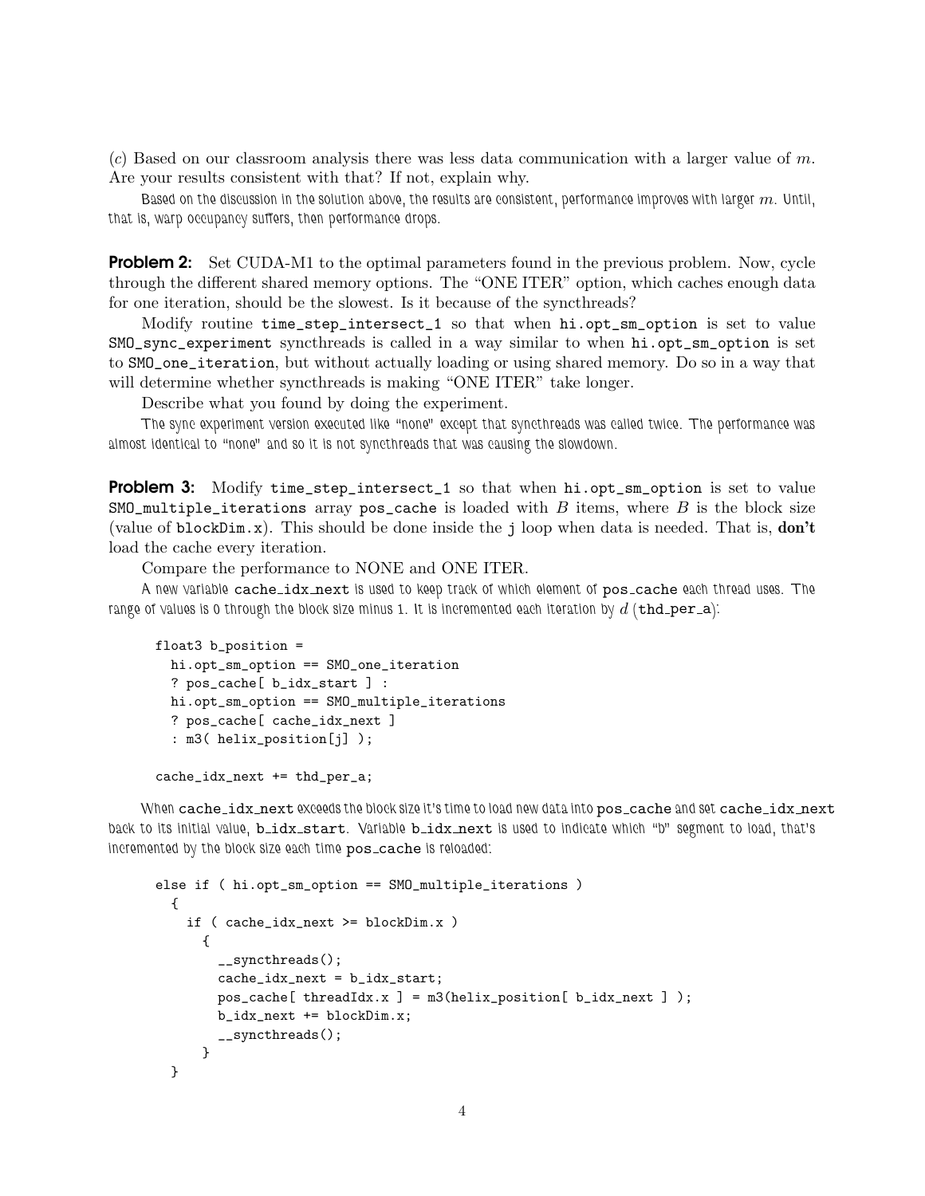(*c*) Based on our classroom analysis there was less data communication with a larger value of $m$. Are your results consistent with that? If not, explain why.

Based on the discussion in the solution above, the results are consistent, performance improves with larger $m$. Until, that is, warp occupancy suffers, then performance drops.

**Problem 2:** Set CUDA-M1 to the optimal parameters found in the previous problem. Now, cycle through the different shared memory options. The "ONE ITER" option, which caches enough data for one iteration, should be the slowest. Is it because of the syncthreads?

Modify routine `time_step_intersect_1` so that when `hi.opt_sm_option` is set to value `SMO_sync_experiment` syncthreads is called in a way similar to when `hi.opt_sm_option` is set to `SMO_one_iteration`, but without actually loading or using shared memory. Do so in a way that will determine whether syncthreads is making "ONE ITER" take longer.

Describe what you found by doing the experiment.

The sync experiment version executed like "none" except that syncthreads was called twice. The performance was almost identical to "none" and so it is not syncthreads that was causing the slowdown.

**Problem 3:** Modify `time_step_intersect_1` so that when `hi.opt_sm_option` is set to value `SMO_multiple_iterations` array `pos_cache` is loaded with $B$ items, where $B$ is the block size (value of `blockDim.x`). This should be done inside the `j` loop when data is needed. That is, **don't** load the cache every iteration.

Compare the performance to NONE and ONE ITER.

A new variable `cache_idx_next` is used to keep track of which element of `pos_cache` each thread uses. The range of values is 0 through the block size minus 1. It is incremented each iteration by $d$ (`thd_per_a`):

```
float3 b_position =
  hi.opt_sm_option == SMO_one_iteration
  ? pos_cache[ b_idx_start ] :
  hi.opt_sm_option == SMO_multiple_iterations
  ? pos_cache[ cache_idx_next ]
  : m3( helix_position[j] );

cache_idx_next += thd_per_a;
```

When `cache_idx_next` exceeds the block size it's time to load new data into `pos_cache` and set `cache_idx_next` back to its initial value, `b_idx_start`. Variable `b_idx_next` is used to indicate which "b" segment to load, that's incremented by the block size each time `pos_cache` is reloaded:

```
else if ( hi.opt_sm_option == SMO_multiple_iterations )
  {
    if ( cache_idx_next >= blockDim.x )
      {
        __syncthreads();
        cache_idx_next = b_idx_start;
        pos_cache[ threadIdx.x ] = m3(helix_position[ b_idx_next ] );
        b_idx_next += blockDim.x;
        __syncthreads();
      }
  }
```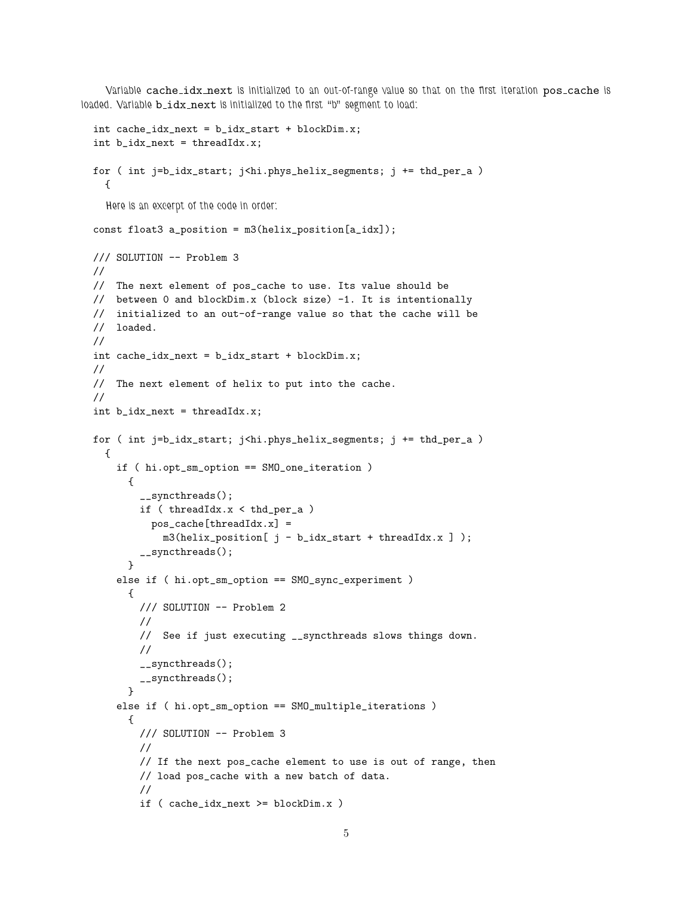Variable `cache_idx_next` is initialized to an out-of-range value so that on the first iteration `pos_cache` is loaded. Variable `b_idx_next` is initialized to the first "b" segment to load:

```
int cache_idx_next = b_idx_start + blockDim.x;
int b_idx_next = threadIdx.x;

for ( int j=b_idx_start; j<hi.phys_helix_segments; j += thd_per_a )
  {
```

Here is an excerpt of the code in order:

```
const float3 a_position = m3(helix_position[a_idx]);

/// SOLUTION -- Problem 3
//
//  The next element of pos_cache to use. Its value should be
//  between 0 and blockDim.x (block size) -1. It is intentionally
//  initialized to an out-of-range value so that the cache will be
//  loaded.
//
int cache_idx_next = b_idx_start + blockDim.x;
//
//  The next element of helix to put into the cache.
//
int b_idx_next = threadIdx.x;

for ( int j=b_idx_start; j<hi.phys_helix_segments; j += thd_per_a )
  {
    if ( hi.opt_sm_option == SMO_one_iteration )
      {
        __syncthreads();
        if ( threadIdx.x < thd_per_a )
          pos_cache[threadIdx.x] =
            m3(helix_position[ j - b_idx_start + threadIdx.x ] );
        __syncthreads();
      }
    else if ( hi.opt_sm_option == SMO_sync_experiment )
      {
        /// SOLUTION -- Problem 2
        //
        //  See if just executing __syncthreads slows things down.
        //
        __syncthreads();
        __syncthreads();
      }
    else if ( hi.opt_sm_option == SMO_multiple_iterations )
      {
        /// SOLUTION -- Problem 3
        //
        // If the next pos_cache element to use is out of range, then
        // load pos_cache with a new batch of data.
        //
        if ( cache_idx_next >= blockDim.x )
```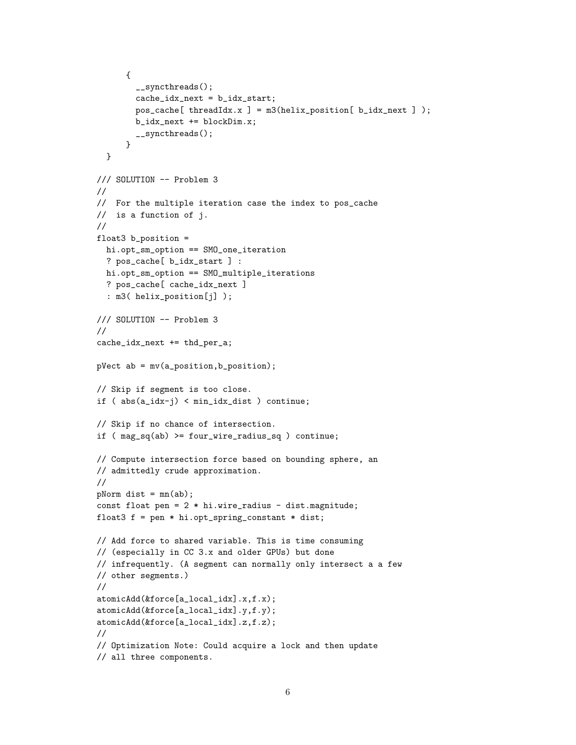```
      {
        __syncthreads();
        cache_idx_next = b_idx_start;
        pos_cache[ threadIdx.x ] = m3(helix_position[ b_idx_next ] );
        b_idx_next += blockDim.x;
        __syncthreads();
      }
  }

/// SOLUTION -- Problem 3
//
//  For the multiple iteration case the index to pos_cache
//  is a function of j.
//
float3 b_position =
  hi.opt_sm_option == SMO_one_iteration
  ? pos_cache[ b_idx_start ] :
  hi.opt_sm_option == SMO_multiple_iterations
  ? pos_cache[ cache_idx_next ]
  : m3( helix_position[j] );

/// SOLUTION -- Problem 3
//
cache_idx_next += thd_per_a;

pVect ab = mv(a_position,b_position);

// Skip if segment is too close.
if ( abs(a_idx-j) < min_idx_dist ) continue;

// Skip if no chance of intersection.
if ( mag_sq(ab) >= four_wire_radius_sq ) continue;

// Compute intersection force based on bounding sphere, an
// admittedly crude approximation.
//
pNorm dist = mn(ab);
const float pen = 2 * hi.wire_radius - dist.magnitude;
float3 f = pen * hi.opt_spring_constant * dist;

// Add force to shared variable. This is time consuming
// (especially in CC 3.x and older GPUs) but done
// infrequently. (A segment can normally only intersect a a few
// other segments.)
//
atomicAdd(&force[a_local_idx].x,f.x);
atomicAdd(&force[a_local_idx].y,f.y);
atomicAdd(&force[a_local_idx].z,f.z);
//
// Optimization Note: Could acquire a lock and then update
// all three components.
```